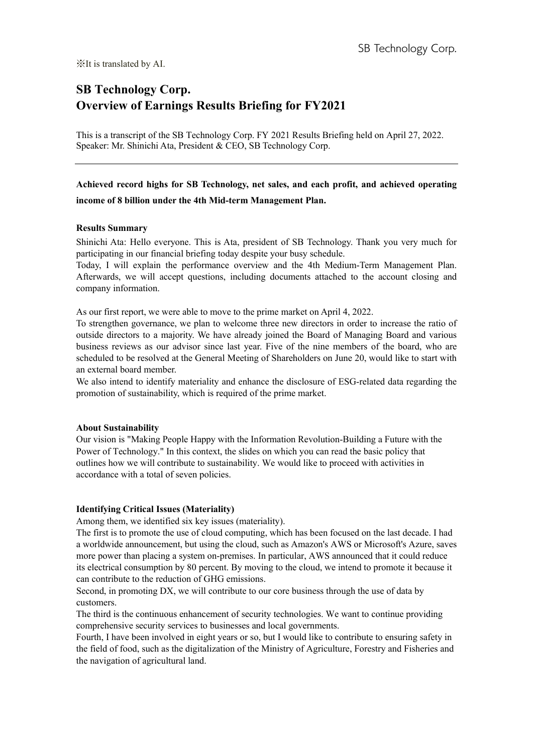※It is translated by AI.

# SB Technology Corp.
# Overview of Earnings Results Briefing for FY2021

This is a transcript of the SB Technology Corp. FY 2021 Results Briefing held on April 27, 2022.
Speaker: Mr. Shinichi Ata, President & CEO, SB Technology Corp.

---

## Achieved record highs for SB Technology, net sales, and each profit, and achieved operating income of 8 billion under the 4th Mid-term Management Plan.

### Results Summary

Shinichi Ata: Hello everyone. This is Ata, president of SB Technology. Thank you very much for participating in our financial briefing today despite your busy schedule.
Today, I will explain the performance overview and the 4th Medium-Term Management Plan. Afterwards, we will accept questions, including documents attached to the account closing and company information.

As our first report, we were able to move to the prime market on April 4, 2022.
To strengthen governance, we plan to welcome three new directors in order to increase the ratio of outside directors to a majority. We have already joined the Board of Managing Board and various business reviews as our advisor since last year. Five of the nine members of the board, who are scheduled to be resolved at the General Meeting of Shareholders on June 20, would like to start with an external board member.
We also intend to identify materiality and enhance the disclosure of ESG-related data regarding the promotion of sustainability, which is required of the prime market.

### About Sustainability

Our vision is "Making People Happy with the Information Revolution-Building a Future with the Power of Technology." In this context, the slides on which you can read the basic policy that outlines how we will contribute to sustainability. We would like to proceed with activities in accordance with a total of seven policies.

### Identifying Critical Issues (Materiality)

Among them, we identified six key issues (materiality).
The first is to promote the use of cloud computing, which has been focused on the last decade. I had a worldwide announcement, but using the cloud, such as Amazon's AWS or Microsoft's Azure, saves more power than placing a system on-premises. In particular, AWS announced that it could reduce its electrical consumption by 80 percent. By moving to the cloud, we intend to promote it because it can contribute to the reduction of GHG emissions.
Second, in promoting DX, we will contribute to our core business through the use of data by customers.
The third is the continuous enhancement of security technologies. We want to continue providing comprehensive security services to businesses and local governments.
Fourth, I have been involved in eight years or so, but I would like to contribute to ensuring safety in the field of food, such as the digitalization of the Ministry of Agriculture, Forestry and Fisheries and the navigation of agricultural land.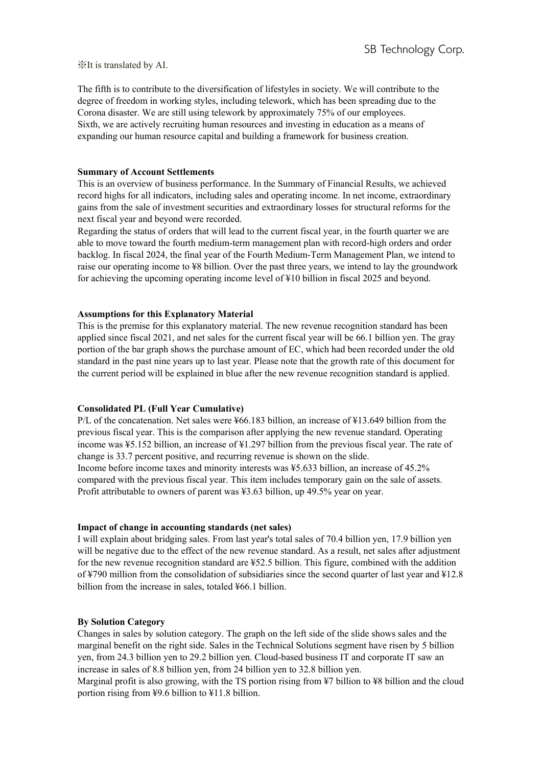※It is translated by AI.

The fifth is to contribute to the diversification of lifestyles in society. We will contribute to the degree of freedom in working styles, including telework, which has been spreading due to the Corona disaster. We are still using telework by approximately 75% of our employees.
Sixth, we are actively recruiting human resources and investing in education as a means of expanding our human resource capital and building a framework for business creation.

**Summary of Account Settlements**

This is an overview of business performance. In the Summary of Financial Results, we achieved record highs for all indicators, including sales and operating income. In net income, extraordinary gains from the sale of investment securities and extraordinary losses for structural reforms for the next fiscal year and beyond were recorded.
Regarding the status of orders that will lead to the current fiscal year, in the fourth quarter we are able to move toward the fourth medium-term management plan with record-high orders and order backlog. In fiscal 2024, the final year of the Fourth Medium-Term Management Plan, we intend to raise our operating income to ¥8 billion. Over the past three years, we intend to lay the groundwork for achieving the upcoming operating income level of ¥10 billion in fiscal 2025 and beyond.

**Assumptions for this Explanatory Material**

This is the premise for this explanatory material. The new revenue recognition standard has been applied since fiscal 2021, and net sales for the current fiscal year will be 66.1 billion yen. The gray portion of the bar graph shows the purchase amount of EC, which had been recorded under the old standard in the past nine years up to last year. Please note that the growth rate of this document for the current period will be explained in blue after the new revenue recognition standard is applied.

**Consolidated PL (Full Year Cumulative)**

P/L of the concatenation. Net sales were ¥66.183 billion, an increase of ¥13.649 billion from the previous fiscal year. This is the comparison after applying the new revenue standard. Operating income was ¥5.152 billion, an increase of ¥1.297 billion from the previous fiscal year. The rate of change is 33.7 percent positive, and recurring revenue is shown on the slide.
Income before income taxes and minority interests was ¥5.633 billion, an increase of 45.2% compared with the previous fiscal year. This item includes temporary gain on the sale of assets. Profit attributable to owners of parent was ¥3.63 billion, up 49.5% year on year.

**Impact of change in accounting standards (net sales)**

I will explain about bridging sales. From last year's total sales of 70.4 billion yen, 17.9 billion yen will be negative due to the effect of the new revenue standard. As a result, net sales after adjustment for the new revenue recognition standard are ¥52.5 billion. This figure, combined with the addition of ¥790 million from the consolidation of subsidiaries since the second quarter of last year and ¥12.8 billion from the increase in sales, totaled ¥66.1 billion.

**By Solution Category**

Changes in sales by solution category. The graph on the left side of the slide shows sales and the marginal benefit on the right side. Sales in the Technical Solutions segment have risen by 5 billion yen, from 24.3 billion yen to 29.2 billion yen. Cloud-based business IT and corporate IT saw an increase in sales of 8.8 billion yen, from 24 billion yen to 32.8 billion yen.
Marginal profit is also growing, with the TS portion rising from ¥7 billion to ¥8 billion and the cloud portion rising from ¥9.6 billion to ¥11.8 billion.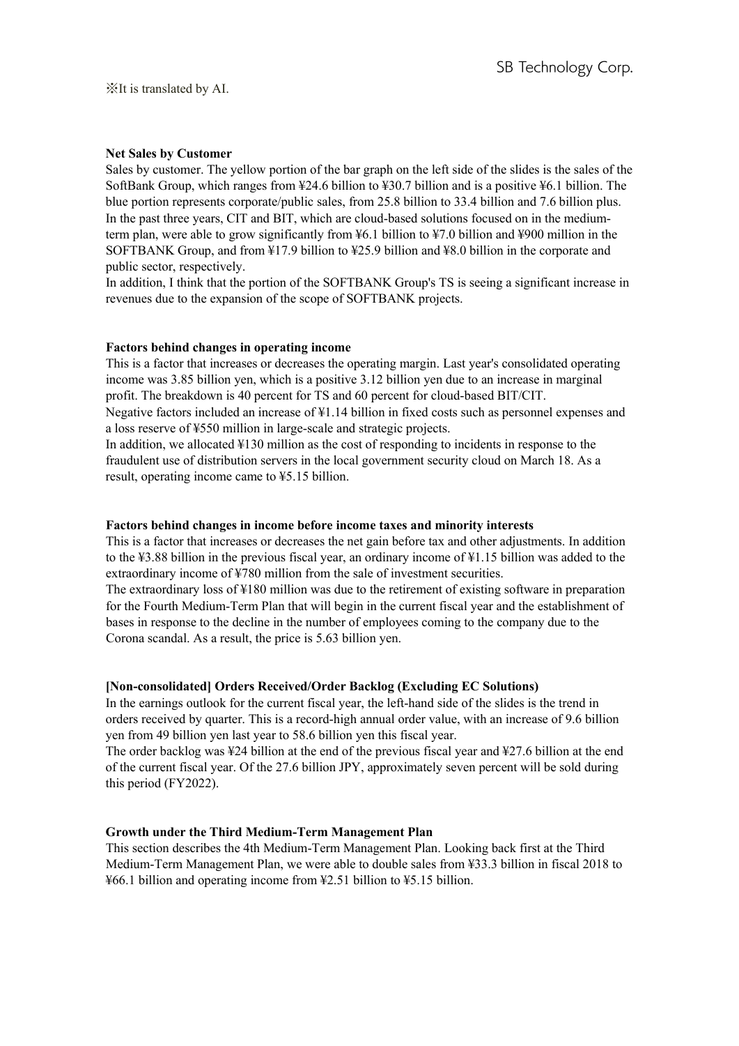※It is translated by AI.

**Net Sales by Customer**

Sales by customer. The yellow portion of the bar graph on the left side of the slides is the sales of the SoftBank Group, which ranges from ¥24.6 billion to ¥30.7 billion and is a positive ¥6.1 billion. The blue portion represents corporate/public sales, from 25.8 billion to 33.4 billion and 7.6 billion plus. In the past three years, CIT and BIT, which are cloud-based solutions focused on in the medium-term plan, were able to grow significantly from ¥6.1 billion to ¥7.0 billion and ¥900 million in the SOFTBANK Group, and from ¥17.9 billion to ¥25.9 billion and ¥8.0 billion in the corporate and public sector, respectively.

In addition, I think that the portion of the SOFTBANK Group's TS is seeing a significant increase in revenues due to the expansion of the scope of SOFTBANK projects.

**Factors behind changes in operating income**

This is a factor that increases or decreases the operating margin. Last year's consolidated operating income was 3.85 billion yen, which is a positive 3.12 billion yen due to an increase in marginal profit. The breakdown is 40 percent for TS and 60 percent for cloud-based BIT/CIT.

Negative factors included an increase of ¥1.14 billion in fixed costs such as personnel expenses and a loss reserve of ¥550 million in large-scale and strategic projects.

In addition, we allocated ¥130 million as the cost of responding to incidents in response to the fraudulent use of distribution servers in the local government security cloud on March 18. As a result, operating income came to ¥5.15 billion.

**Factors behind changes in income before income taxes and minority interests**

This is a factor that increases or decreases the net gain before tax and other adjustments. In addition to the ¥3.88 billion in the previous fiscal year, an ordinary income of ¥1.15 billion was added to the extraordinary income of ¥780 million from the sale of investment securities.

The extraordinary loss of ¥180 million was due to the retirement of existing software in preparation for the Fourth Medium-Term Plan that will begin in the current fiscal year and the establishment of bases in response to the decline in the number of employees coming to the company due to the Corona scandal. As a result, the price is 5.63 billion yen.

**[Non-consolidated] Orders Received/Order Backlog (Excluding EC Solutions)**

In the earnings outlook for the current fiscal year, the left-hand side of the slides is the trend in orders received by quarter. This is a record-high annual order value, with an increase of 9.6 billion yen from 49 billion yen last year to 58.6 billion yen this fiscal year.

The order backlog was ¥24 billion at the end of the previous fiscal year and ¥27.6 billion at the end of the current fiscal year. Of the 27.6 billion JPY, approximately seven percent will be sold during this period (FY2022).

**Growth under the Third Medium-Term Management Plan**

This section describes the 4th Medium-Term Management Plan. Looking back first at the Third Medium-Term Management Plan, we were able to double sales from ¥33.3 billion in fiscal 2018 to ¥66.1 billion and operating income from ¥2.51 billion to ¥5.15 billion.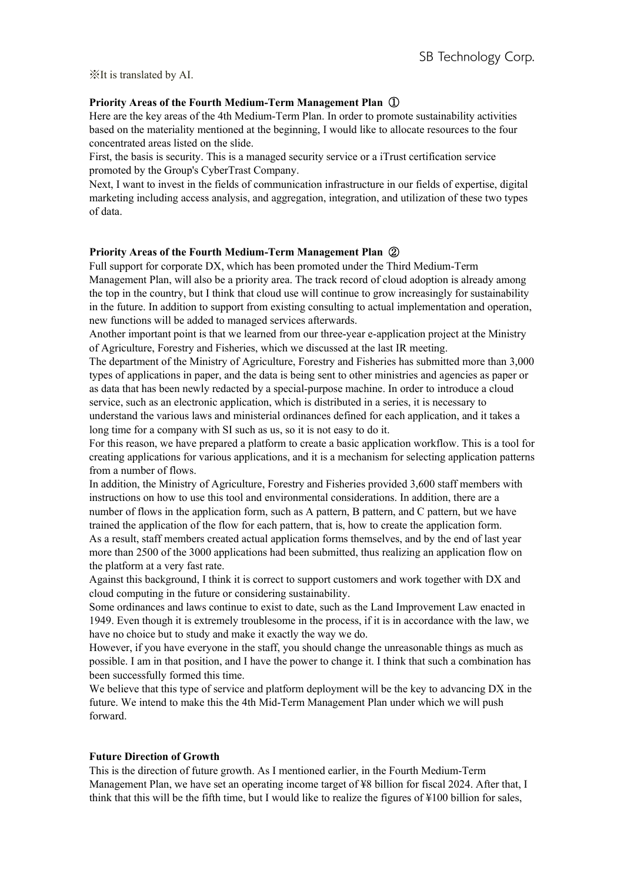※It is translated by AI.

**Priority Areas of the Fourth Medium-Term Management Plan ①**

Here are the key areas of the 4th Medium-Term Plan. In order to promote sustainability activities based on the materiality mentioned at the beginning, I would like to allocate resources to the four concentrated areas listed on the slide.

First, the basis is security. This is a managed security service or a iTrust certification service promoted by the Group's CyberTrast Company.

Next, I want to invest in the fields of communication infrastructure in our fields of expertise, digital marketing including access analysis, and aggregation, integration, and utilization of these two types of data.

**Priority Areas of the Fourth Medium-Term Management Plan ②**

Full support for corporate DX, which has been promoted under the Third Medium-Term Management Plan, will also be a priority area. The track record of cloud adoption is already among the top in the country, but I think that cloud use will continue to grow increasingly for sustainability in the future. In addition to support from existing consulting to actual implementation and operation, new functions will be added to managed services afterwards.

Another important point is that we learned from our three-year e-application project at the Ministry of Agriculture, Forestry and Fisheries, which we discussed at the last IR meeting.

The department of the Ministry of Agriculture, Forestry and Fisheries has submitted more than 3,000 types of applications in paper, and the data is being sent to other ministries and agencies as paper or as data that has been newly redacted by a special-purpose machine. In order to introduce a cloud service, such as an electronic application, which is distributed in a series, it is necessary to understand the various laws and ministerial ordinances defined for each application, and it takes a long time for a company with SI such as us, so it is not easy to do it.

For this reason, we have prepared a platform to create a basic application workflow. This is a tool for creating applications for various applications, and it is a mechanism for selecting application patterns from a number of flows.

In addition, the Ministry of Agriculture, Forestry and Fisheries provided 3,600 staff members with instructions on how to use this tool and environmental considerations. In addition, there are a number of flows in the application form, such as A pattern, B pattern, and C pattern, but we have trained the application of the flow for each pattern, that is, how to create the application form.

As a result, staff members created actual application forms themselves, and by the end of last year more than 2500 of the 3000 applications had been submitted, thus realizing an application flow on the platform at a very fast rate.

Against this background, I think it is correct to support customers and work together with DX and cloud computing in the future or considering sustainability.

Some ordinances and laws continue to exist to date, such as the Land Improvement Law enacted in 1949. Even though it is extremely troublesome in the process, if it is in accordance with the law, we have no choice but to study and make it exactly the way we do.

However, if you have everyone in the staff, you should change the unreasonable things as much as possible. I am in that position, and I have the power to change it. I think that such a combination has been successfully formed this time.

We believe that this type of service and platform deployment will be the key to advancing DX in the future. We intend to make this the 4th Mid-Term Management Plan under which we will push forward.

**Future Direction of Growth**

This is the direction of future growth. As I mentioned earlier, in the Fourth Medium-Term Management Plan, we have set an operating income target of ¥8 billion for fiscal 2024. After that, I think that this will be the fifth time, but I would like to realize the figures of ¥100 billion for sales,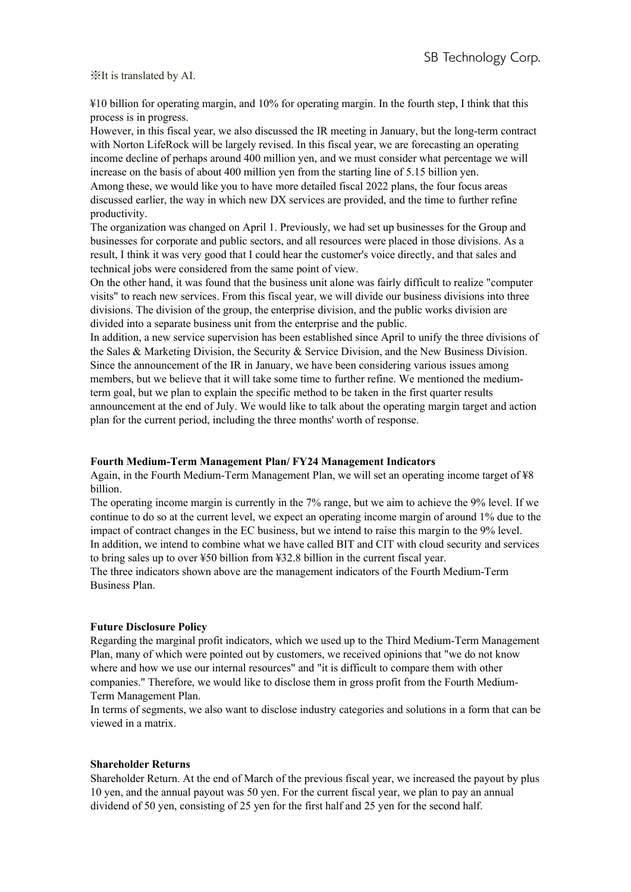※It is translated by AI.

¥10 billion for operating margin, and 10% for operating margin. In the fourth step, I think that this process is in progress.

However, in this fiscal year, we also discussed the IR meeting in January, but the long-term contract with Norton LifeRock will be largely revised. In this fiscal year, we are forecasting an operating income decline of perhaps around 400 million yen, and we must consider what percentage we will increase on the basis of about 400 million yen from the starting line of 5.15 billion yen.

Among these, we would like you to have more detailed fiscal 2022 plans, the four focus areas discussed earlier, the way in which new DX services are provided, and the time to further refine productivity.

The organization was changed on April 1. Previously, we had set up businesses for the Group and businesses for corporate and public sectors, and all resources were placed in those divisions. As a result, I think it was very good that I could hear the customer's voice directly, and that sales and technical jobs were considered from the same point of view.

On the other hand, it was found that the business unit alone was fairly difficult to realize "computer visits" to reach new services. From this fiscal year, we will divide our business divisions into three divisions. The division of the group, the enterprise division, and the public works division are divided into a separate business unit from the enterprise and the public.

In addition, a new service supervision has been established since April to unify the three divisions of the Sales & Marketing Division, the Security & Service Division, and the New Business Division.

Since the announcement of the IR in January, we have been considering various issues among members, but we believe that it will take some time to further refine. We mentioned the medium-term goal, but we plan to explain the specific method to be taken in the first quarter results announcement at the end of July. We would like to talk about the operating margin target and action plan for the current period, including the three months' worth of response.

**Fourth Medium-Term Management Plan/ FY24 Management Indicators**

Again, in the Fourth Medium-Term Management Plan, we will set an operating income target of ¥8 billion.

The operating income margin is currently in the 7% range, but we aim to achieve the 9% level. If we continue to do so at the current level, we expect an operating income margin of around 1% due to the impact of contract changes in the EC business, but we intend to raise this margin to the 9% level.

In addition, we intend to combine what we have called BIT and CIT with cloud security and services to bring sales up to over ¥50 billion from ¥32.8 billion in the current fiscal year.

The three indicators shown above are the management indicators of the Fourth Medium-Term Business Plan.

**Future Disclosure Policy**

Regarding the marginal profit indicators, which we used up to the Third Medium-Term Management Plan, many of which were pointed out by customers, we received opinions that "we do not know where and how we use our internal resources" and "it is difficult to compare them with other companies." Therefore, we would like to disclose them in gross profit from the Fourth Medium-Term Management Plan.

In terms of segments, we also want to disclose industry categories and solutions in a form that can be viewed in a matrix.

**Shareholder Returns**

Shareholder Return. At the end of March of the previous fiscal year, we increased the payout by plus 10 yen, and the annual payout was 50 yen. For the current fiscal year, we plan to pay an annual dividend of 50 yen, consisting of 25 yen for the first half and 25 yen for the second half.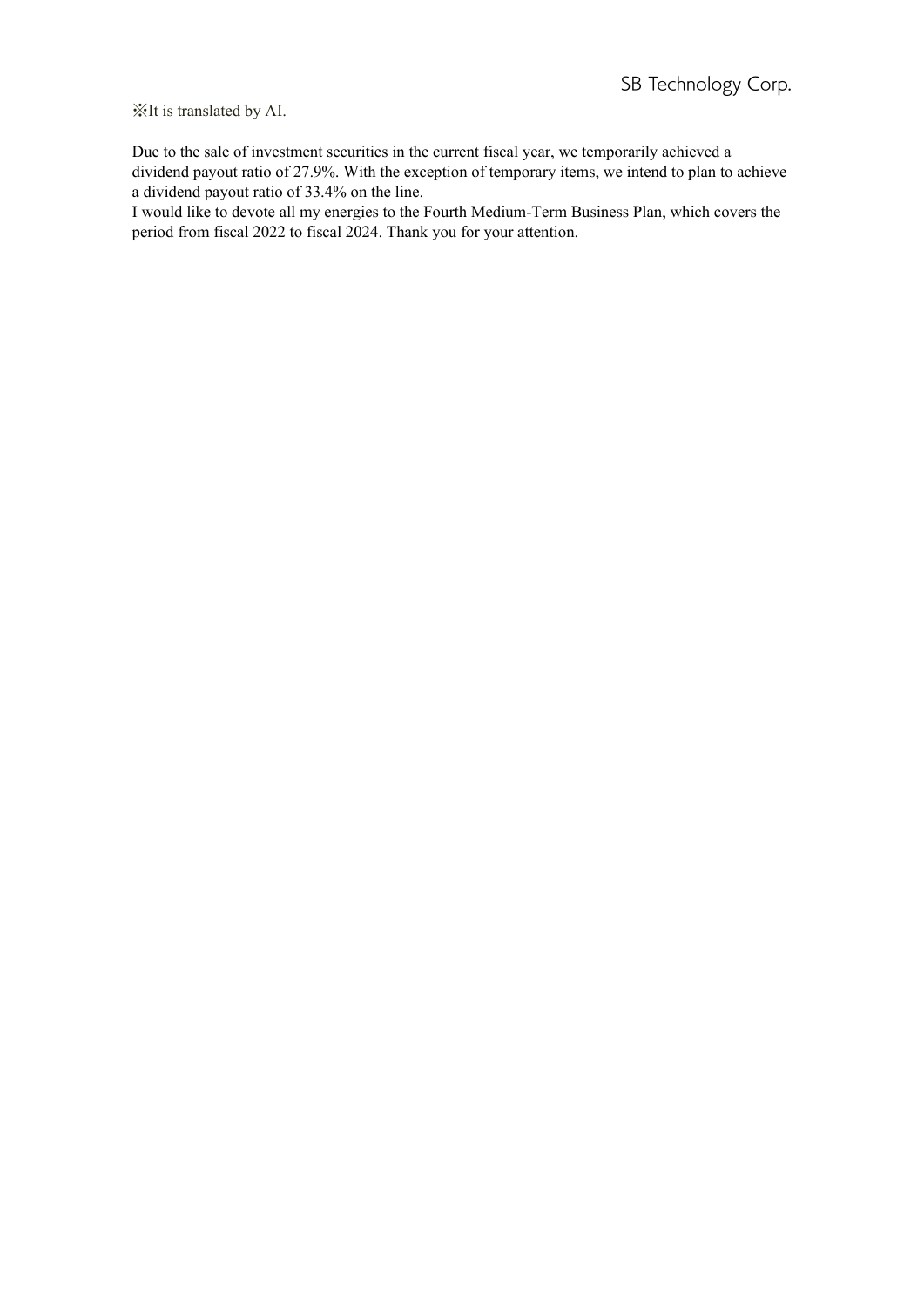※It is translated by AI.

Due to the sale of investment securities in the current fiscal year, we temporarily achieved a dividend payout ratio of 27.9%. With the exception of temporary items, we intend to plan to achieve a dividend payout ratio of 33.4% on the line.
I would like to devote all my energies to the Fourth Medium-Term Business Plan, which covers the period from fiscal 2022 to fiscal 2024. Thank you for your attention.